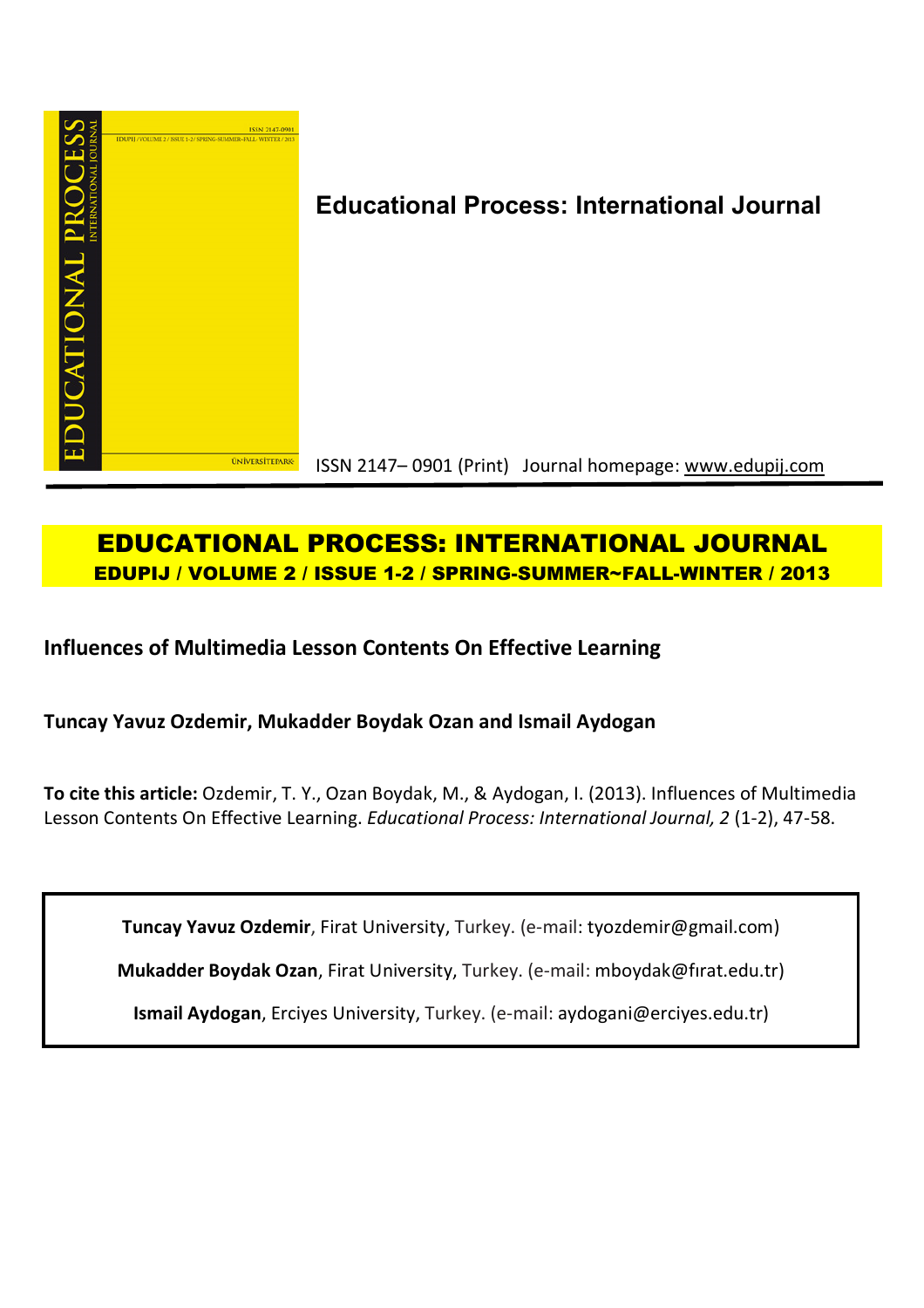**Educational Process: International Journal**

ISSN 2147– 0901 (Print) Journal homepage: www.edupij.com

**EDUCATIONAL PROCESS: INTERNATIONAL JOURNAL**

**EDUPIJ / VOLUME 2 / ISSUE 1-2 / SPRING-SUMMER~FALL-WINTER / 2013**

## Influences of Multimedia Lesson Contents On Effective Learning

**Tuncay Yavuz Ozdemir, Mukadder Boydak Ozan and Ismail Aydogan**

**To cite this article:** Ozdemir, T. Y., Ozan Boydak, M., & Aydogan, I. (2013). Influences of Multimedia Lesson Contents On Effective Learning. *Educational Process: International Journal, 2* (1-2), 47-58.

**Tuncay Yavuz Ozdemir**, Firat University, Turkey. (e-mail: tyozdemir@gmail.com)

**Mukadder Boydak Ozan**, Firat University, Turkey. (e-mail: mboydak@fırat.edu.tr)

**Ismail Aydogan**, Erciyes University, Turkey. (e-mail: aydogani@erciyes.edu.tr)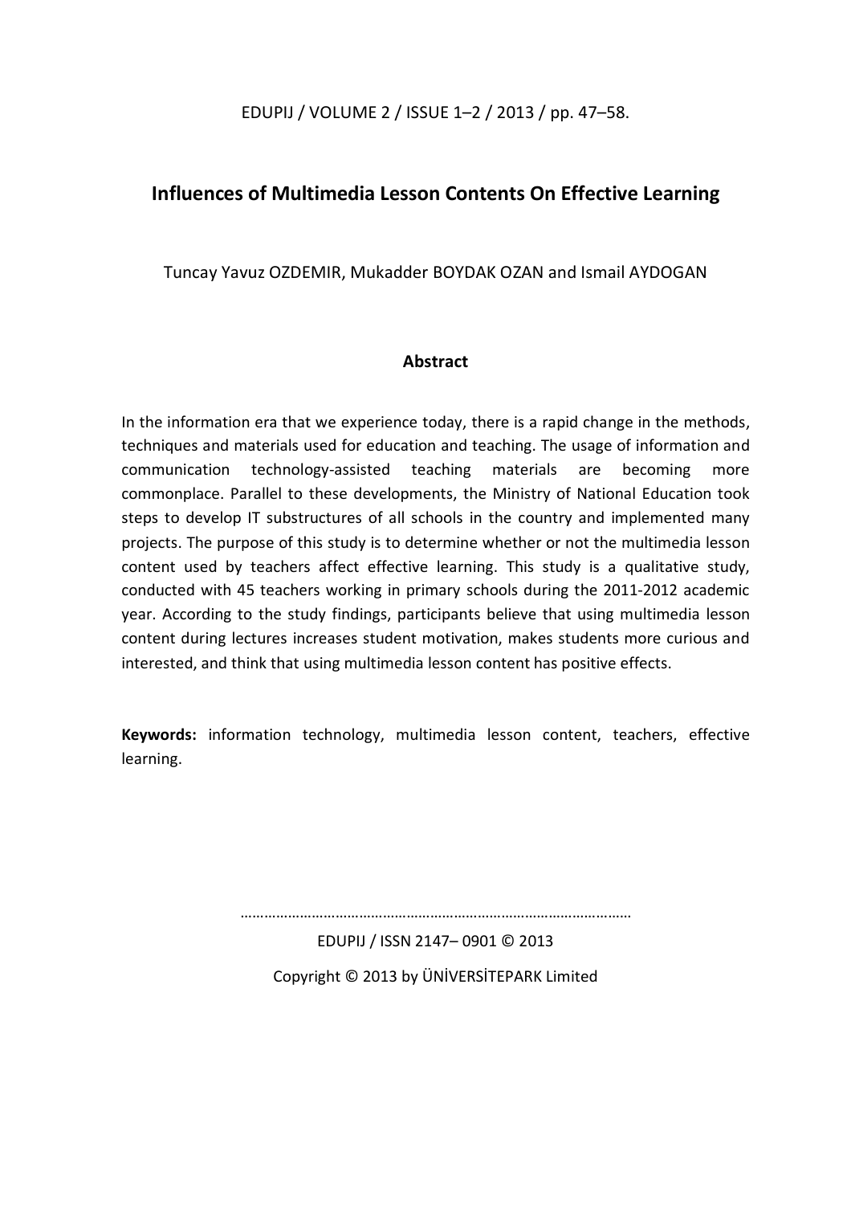# Influences of Multimedia Lesson Contents On Effective Learning

Tuncay Yavuz OZDEMIR, Mukadder BOYDAK OZAN and Ismail AYDOGAN

## Abstract

In the information era that we experience today, there is a rapid change in the methods, techniques and materials used for education and teaching. The usage of information and communication technology-assisted teaching materials are becoming more commonplace. Parallel to these developments, the Ministry of National Education took steps to develop IT substructures of all schools in the country and implemented many projects. The purpose of this study is to determine whether or not the multimedia lesson content used by teachers affect effective learning. This study is a qualitative study, conducted with 45 teachers working in primary schools during the 2011-2012 academic year. According to the study findings, participants believe that using multimedia lesson content during lectures increases student motivation, makes students more curious and interested, and think that using multimedia lesson content has positive effects.

**Keywords:** information technology, multimedia lesson content, teachers, effective learning.

EDUPIJ / ISSN 2147– 0901 © 2013

Copyright © 2013 by ÜNİVERSİTEPARK Limited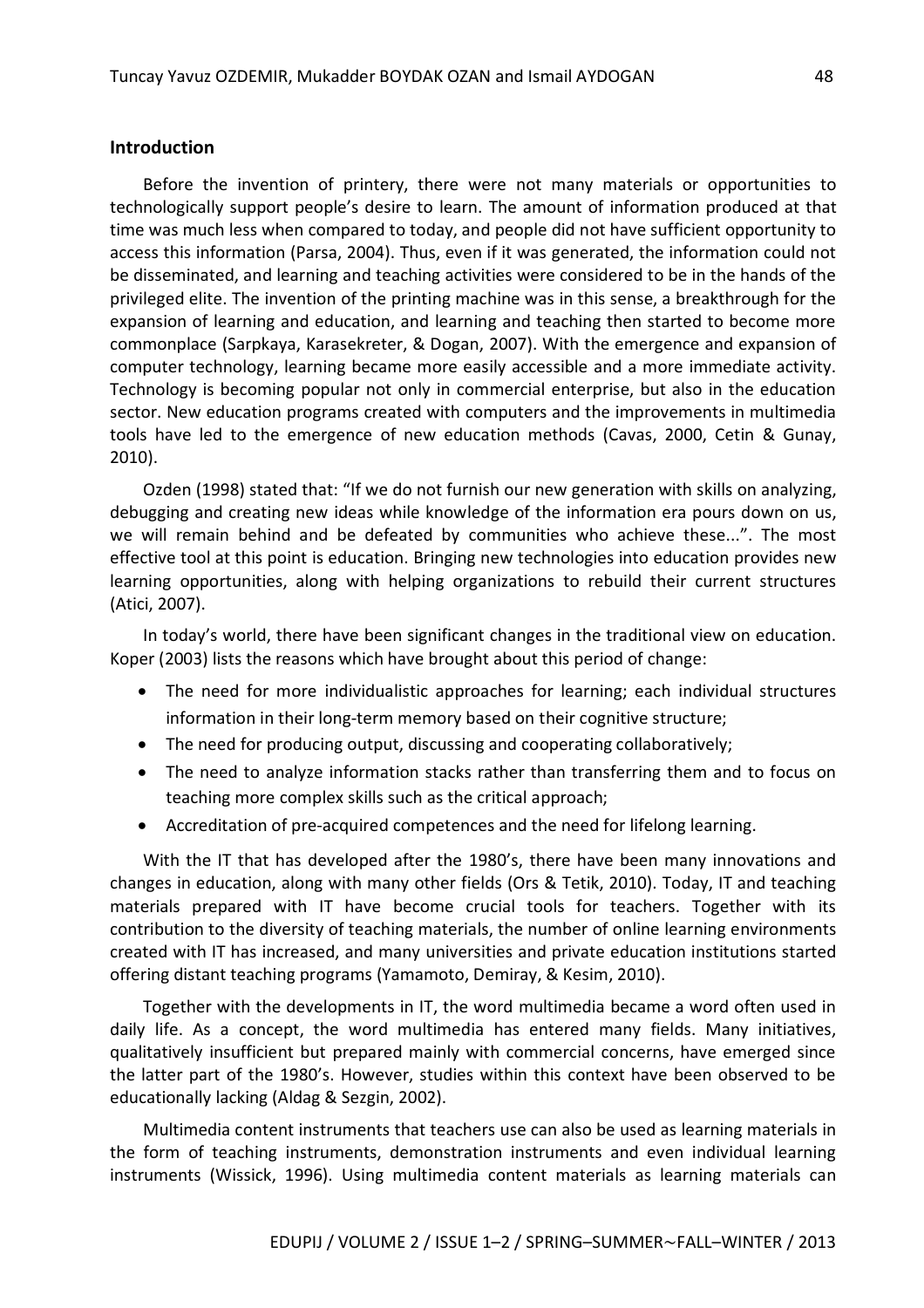## Introduction

Before the invention of printery, there were not many materials or opportunities to technologically support people's desire to learn. The amount of information produced at that time was much less when compared to today, and people did not have sufficient opportunity to access this information (Parsa, 2004). Thus, even if it was generated, the information could not be disseminated, and learning and teaching activities were considered to be in the hands of the privileged elite. The invention of the printing machine was in this sense, a breakthrough for the expansion of learning and education, and learning and teaching then started to become more commonplace (Sarpkaya, Karasekreter, & Dogan, 2007). With the emergence and expansion of computer technology, learning became more easily accessible and a more immediate activity. Technology is becoming popular not only in commercial enterprise, but also in the education sector. New education programs created with computers and the improvements in multimedia tools have led to the emergence of new education methods (Cavas, 2000, Cetin & Gunay, 2010).

Ozden (1998) stated that: "If we do not furnish our new generation with skills on analyzing, debugging and creating new ideas while knowledge of the information era pours down on us, we will remain behind and be defeated by communities who achieve these...". The most effective tool at this point is education. Bringing new technologies into education provides new learning opportunities, along with helping organizations to rebuild their current structures (Atici, 2007).

In today's world, there have been significant changes in the traditional view on education. Koper (2003) lists the reasons which have brought about this period of change:

- The need for more individualistic approaches for learning; each individual structures information in their long-term memory based on their cognitive structure;
- The need for producing output, discussing and cooperating collaboratively;
- The need to analyze information stacks rather than transferring them and to focus on teaching more complex skills such as the critical approach;
- Accreditation of pre-acquired competences and the need for lifelong learning.

With the IT that has developed after the 1980's, there have been many innovations and changes in education, along with many other fields (Ors & Tetik, 2010). Today, IT and teaching materials prepared with IT have become crucial tools for teachers. Together with its contribution to the diversity of teaching materials, the number of online learning environments created with IT has increased, and many universities and private education institutions started offering distant teaching programs (Yamamoto, Demiray, & Kesim, 2010).

Together with the developments in IT, the word multimedia became a word often used in daily life. As a concept, the word multimedia has entered many fields. Many initiatives, qualitatively insufficient but prepared mainly with commercial concerns, have emerged since the latter part of the 1980's. However, studies within this context have been observed to be educationally lacking (Aldag & Sezgin, 2002).

Multimedia content instruments that teachers use can also be used as learning materials in the form of teaching instruments, demonstration instruments and even individual learning instruments (Wissick, 1996). Using multimedia content materials as learning materials can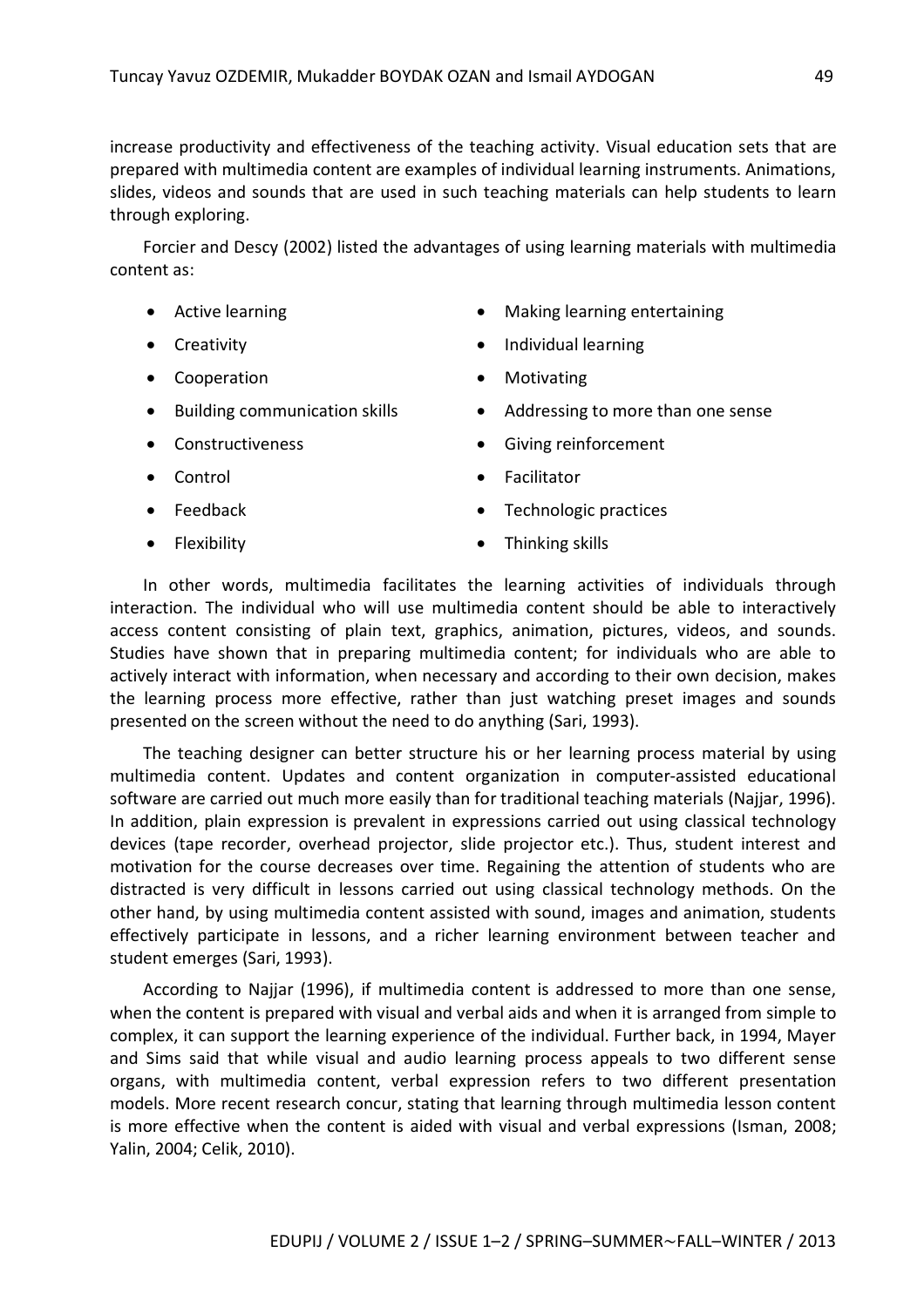increase productivity and effectiveness of the teaching activity. Visual education sets that are prepared with multimedia content are examples of individual learning instruments. Animations, slides, videos and sounds that are used in such teaching materials can help students to learn through exploring.

Forcier and Descy (2002) listed the advantages of using learning materials with multimedia content as:

- Active learning
- Creativity
- Cooperation
- Building communication skills
- Constructiveness
- Control
- Feedback
- Flexibility
- Making learning entertaining
- Individual learning
- Motivating
- Addressing to more than one sense
- Giving reinforcement
- Facilitator
- Technologic practices
- Thinking skills

In other words, multimedia facilitates the learning activities of individuals through interaction. The individual who will use multimedia content should be able to interactively access content consisting of plain text, graphics, animation, pictures, videos, and sounds. Studies have shown that in preparing multimedia content; for individuals who are able to actively interact with information, when necessary and according to their own decision, makes the learning process more effective, rather than just watching preset images and sounds presented on the screen without the need to do anything (Sari, 1993).

The teaching designer can better structure his or her learning process material by using multimedia content. Updates and content organization in computer-assisted educational software are carried out much more easily than for traditional teaching materials (Najjar, 1996). In addition, plain expression is prevalent in expressions carried out using classical technology devices (tape recorder, overhead projector, slide projector etc.). Thus, student interest and motivation for the course decreases over time. Regaining the attention of students who are distracted is very difficult in lessons carried out using classical technology methods. On the other hand, by using multimedia content assisted with sound, images and animation, students effectively participate in lessons, and a richer learning environment between teacher and student emerges (Sari, 1993).

According to Najjar (1996), if multimedia content is addressed to more than one sense, when the content is prepared with visual and verbal aids and when it is arranged from simple to complex, it can support the learning experience of the individual. Further back, in 1994, Mayer and Sims said that while visual and audio learning process appeals to two different sense organs, with multimedia content, verbal expression refers to two different presentation models. More recent research concur, stating that learning through multimedia lesson content is more effective when the content is aided with visual and verbal expressions (Isman, 2008; Yalin, 2004; Celik, 2010).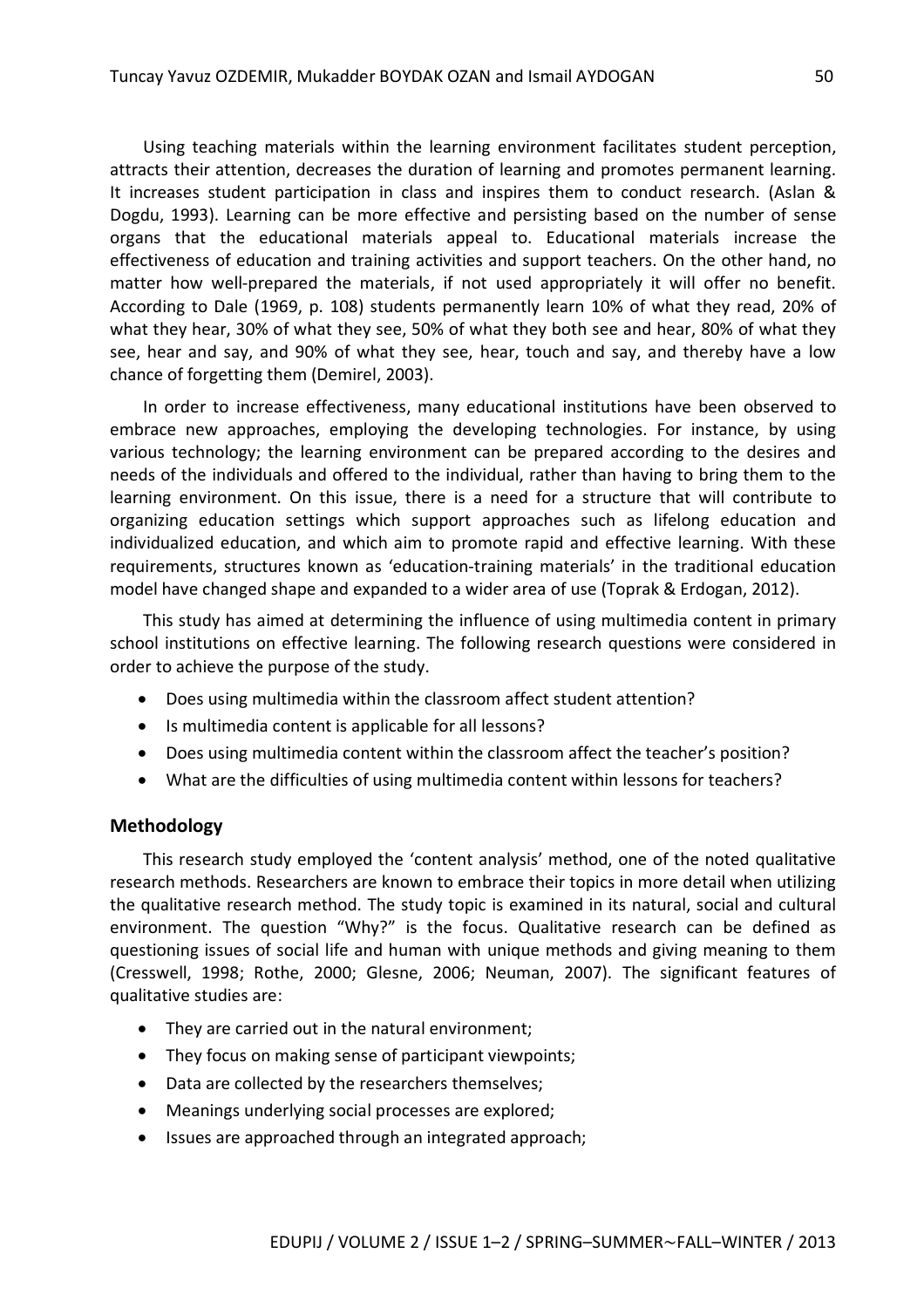Using teaching materials within the learning environment facilitates student perception, attracts their attention, decreases the duration of learning and promotes permanent learning. It increases student participation in class and inspires them to conduct research. (Aslan & Dogdu, 1993). Learning can be more effective and persisting based on the number of sense organs that the educational materials appeal to. Educational materials increase the effectiveness of education and training activities and support teachers. On the other hand, no matter how well-prepared the materials, if not used appropriately it will offer no benefit. According to Dale (1969, p. 108) students permanently learn 10% of what they read, 20% of what they hear, 30% of what they see, 50% of what they both see and hear, 80% of what they see, hear and say, and 90% of what they see, hear, touch and say, and thereby have a low chance of forgetting them (Demirel, 2003).

In order to increase effectiveness, many educational institutions have been observed to embrace new approaches, employing the developing technologies. For instance, by using various technology; the learning environment can be prepared according to the desires and needs of the individuals and offered to the individual, rather than having to bring them to the learning environment. On this issue, there is a need for a structure that will contribute to organizing education settings which support approaches such as lifelong education and individualized education, and which aim to promote rapid and effective learning. With these requirements, structures known as 'education-training materials' in the traditional education model have changed shape and expanded to a wider area of use (Toprak & Erdogan, 2012).

This study has aimed at determining the influence of using multimedia content in primary school institutions on effective learning. The following research questions were considered in order to achieve the purpose of the study.

- Does using multimedia within the classroom affect student attention?
- Is multimedia content is applicable for all lessons?
- Does using multimedia content within the classroom affect the teacher's position?
- What are the difficulties of using multimedia content within lessons for teachers?

## Methodology

This research study employed the 'content analysis' method, one of the noted qualitative research methods. Researchers are known to embrace their topics in more detail when utilizing the qualitative research method. The study topic is examined in its natural, social and cultural environment. The question "Why?" is the focus. Qualitative research can be defined as questioning issues of social life and human with unique methods and giving meaning to them (Cresswell, 1998; Rothe, 2000; Glesne, 2006; Neuman, 2007). The significant features of qualitative studies are:

- They are carried out in the natural environment;
- They focus on making sense of participant viewpoints;
- Data are collected by the researchers themselves;
- Meanings underlying social processes are explored;
- Issues are approached through an integrated approach;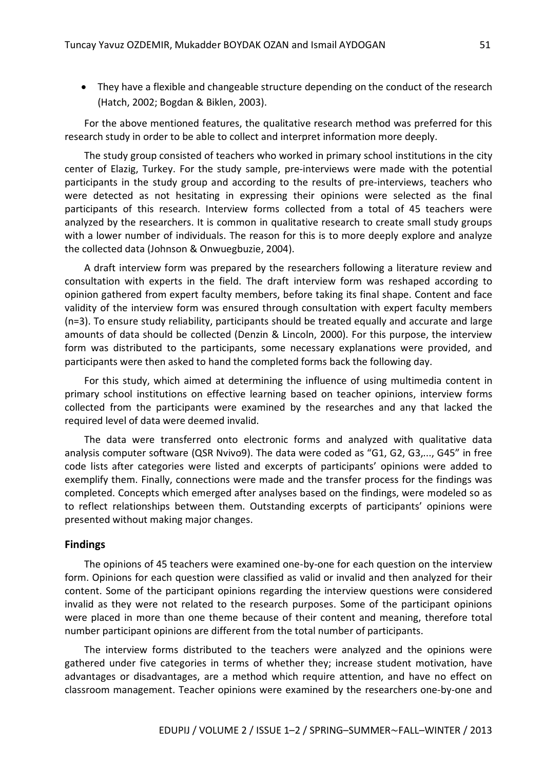- They have a flexible and changeable structure depending on the conduct of the research (Hatch, 2002; Bogdan & Biklen, 2003).

For the above mentioned features, the qualitative research method was preferred for this research study in order to be able to collect and interpret information more deeply.

The study group consisted of teachers who worked in primary school institutions in the city center of Elazig, Turkey. For the study sample, pre-interviews were made with the potential participants in the study group and according to the results of pre-interviews, teachers who were detected as not hesitating in expressing their opinions were selected as the final participants of this research. Interview forms collected from a total of 45 teachers were analyzed by the researchers. It is common in qualitative research to create small study groups with a lower number of individuals. The reason for this is to more deeply explore and analyze the collected data (Johnson & Onwuegbuzie, 2004).

A draft interview form was prepared by the researchers following a literature review and consultation with experts in the field. The draft interview form was reshaped according to opinion gathered from expert faculty members, before taking its final shape. Content and face validity of the interview form was ensured through consultation with expert faculty members (n=3). To ensure study reliability, participants should be treated equally and accurate and large amounts of data should be collected (Denzin & Lincoln, 2000). For this purpose, the interview form was distributed to the participants, some necessary explanations were provided, and participants were then asked to hand the completed forms back the following day.

For this study, which aimed at determining the influence of using multimedia content in primary school institutions on effective learning based on teacher opinions, interview forms collected from the participants were examined by the researches and any that lacked the required level of data were deemed invalid.

The data were transferred onto electronic forms and analyzed with qualitative data analysis computer software (QSR Nvivo9). The data were coded as "G1, G2, G3,..., G45" in free code lists after categories were listed and excerpts of participants' opinions were added to exemplify them. Finally, connections were made and the transfer process for the findings was completed. Concepts which emerged after analyses based on the findings, were modeled so as to reflect relationships between them. Outstanding excerpts of participants' opinions were presented without making major changes.

## Findings

The opinions of 45 teachers were examined one-by-one for each question on the interview form. Opinions for each question were classified as valid or invalid and then analyzed for their content. Some of the participant opinions regarding the interview questions were considered invalid as they were not related to the research purposes. Some of the participant opinions were placed in more than one theme because of their content and meaning, therefore total number participant opinions are different from the total number of participants.

The interview forms distributed to the teachers were analyzed and the opinions were gathered under five categories in terms of whether they; increase student motivation, have advantages or disadvantages, are a method which require attention, and have no effect on classroom management. Teacher opinions were examined by the researchers one-by-one and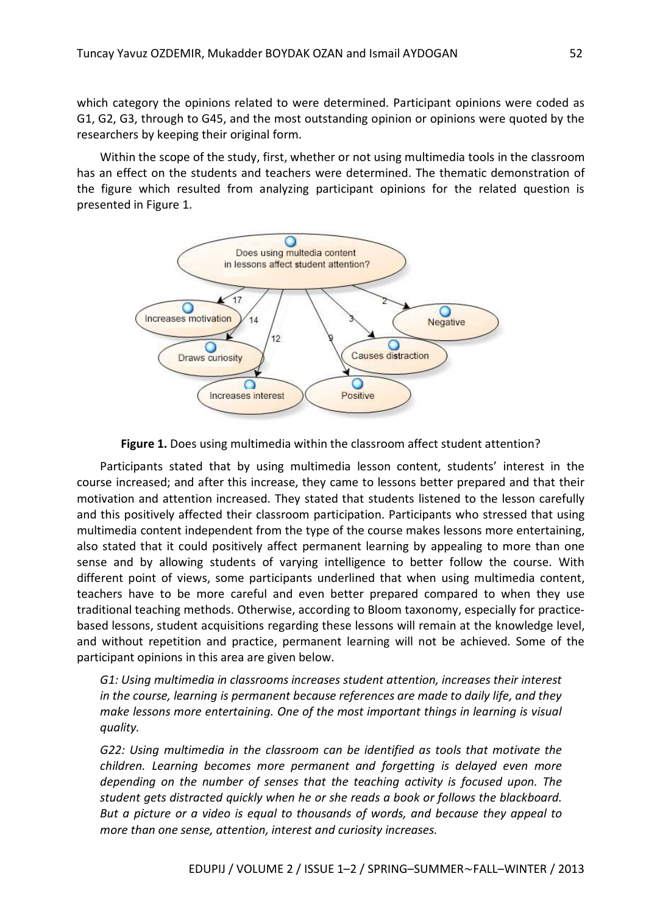which category the opinions related to were determined. Participant opinions were coded as G1, G2, G3, through to G45, and the most outstanding opinion or opinions were quoted by the researchers by keeping their original form.

Within the scope of the study, first, whether or not using multimedia tools in the classroom has an effect on the students and teachers were determined. The thematic demonstration of the figure which resulted from analyzing participant opinions for the related question is presented in Figure 1.

**Figure 1.** Does using multimedia within the classroom affect student attention?

Participants stated that by using multimedia lesson content, students' interest in the course increased; and after this increase, they came to lessons better prepared and that their motivation and attention increased. They stated that students listened to the lesson carefully and this positively affected their classroom participation. Participants who stressed that using multimedia content independent from the type of the course makes lessons more entertaining, also stated that it could positively affect permanent learning by appealing to more than one sense and by allowing students of varying intelligence to better follow the course. With different point of views, some participants underlined that when using multimedia content, teachers have to be more careful and even better prepared compared to when they use traditional teaching methods. Otherwise, according to Bloom taxonomy, especially for practice-based lessons, student acquisitions regarding these lessons will remain at the knowledge level, and without repetition and practice, permanent learning will not be achieved. Some of the participant opinions in this area are given below.

*G1: Using multimedia in classrooms increases student attention, increases their interest in the course, learning is permanent because references are made to daily life, and they make lessons more entertaining. One of the most important things in learning is visual quality.*

*G22: Using multimedia in the classroom can be identified as tools that motivate the children. Learning becomes more permanent and forgetting is delayed even more depending on the number of senses that the teaching activity is focused upon. The student gets distracted quickly when he or she reads a book or follows the blackboard. But a picture or a video is equal to thousands of words, and because they appeal to more than one sense, attention, interest and curiosity increases.*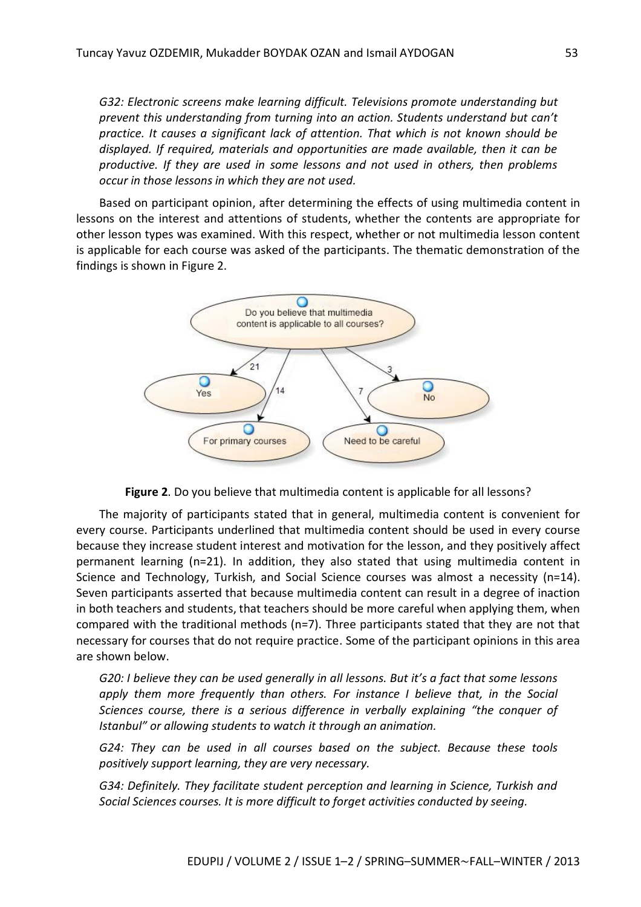*G32: Electronic screens make learning difficult. Televisions promote understanding but prevent this understanding from turning into an action. Students understand but can't practice. It causes a significant lack of attention. That which is not known should be displayed. If required, materials and opportunities are made available, then it can be productive. If they are used in some lessons and not used in others, then problems occur in those lessons in which they are not used.*

Based on participant opinion, after determining the effects of using multimedia content in lessons on the interest and attentions of students, whether the contents are appropriate for other lesson types was examined. With this respect, whether or not multimedia lesson content is applicable for each course was asked of the participants. The thematic demonstration of the findings is shown in Figure 2.

Do you believe that multimedia content is applicable to all courses?

- Yes (21)
- For primary courses (14)
- Need to be careful (7)
- No (3)

**Figure 2**. Do you believe that multimedia content is applicable for all lessons?

The majority of participants stated that in general, multimedia content is convenient for every course. Participants underlined that multimedia content should be used in every course because they increase student interest and motivation for the lesson, and they positively affect permanent learning (n=21). In addition, they also stated that using multimedia content in Science and Technology, Turkish, and Social Science courses was almost a necessity (n=14). Seven participants asserted that because multimedia content can result in a degree of inaction in both teachers and students, that teachers should be more careful when applying them, when compared with the traditional methods (n=7). Three participants stated that they are not that necessary for courses that do not require practice. Some of the participant opinions in this area are shown below.

*G20: I believe they can be used generally in all lessons. But it's a fact that some lessons apply them more frequently than others. For instance I believe that, in the Social Sciences course, there is a serious difference in verbally explaining "the conquer of Istanbul" or allowing students to watch it through an animation.*

*G24: They can be used in all courses based on the subject. Because these tools positively support learning, they are very necessary.*

*G34: Definitely. They facilitate student perception and learning in Science, Turkish and Social Sciences courses. It is more difficult to forget activities conducted by seeing.*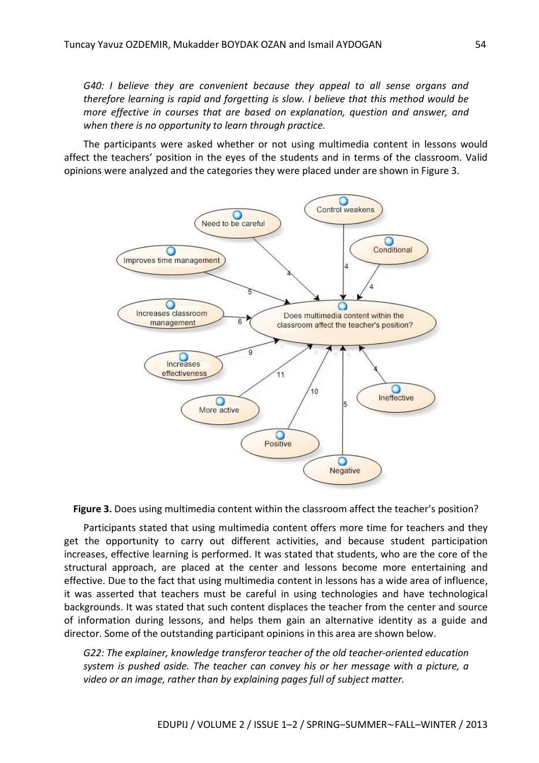*G40: I believe they are convenient because they appeal to all sense organs and therefore learning is rapid and forgetting is slow. I believe that this method would be more effective in courses that are based on explanation, question and answer, and when there is no opportunity to learn through practice.*

The participants were asked whether or not using multimedia content in lessons would affect the teachers' position in the eyes of the students and in terms of the classroom. Valid opinions were analyzed and the categories they were placed under are shown in Figure 3.

**Figure 3.** Does using multimedia content within the classroom affect the teacher's position?

Participants stated that using multimedia content offers more time for teachers and they get the opportunity to carry out different activities, and because student participation increases, effective learning is performed. It was stated that students, who are the core of the structural approach, are placed at the center and lessons become more entertaining and effective. Due to the fact that using multimedia content in lessons has a wide area of influence, it was asserted that teachers must be careful in using technologies and have technological backgrounds. It was stated that such content displaces the teacher from the center and source of information during lessons, and helps them gain an alternative identity as a guide and director. Some of the outstanding participant opinions in this area are shown below.

*G22: The explainer, knowledge transferor teacher of the old teacher-oriented education system is pushed aside. The teacher can convey his or her message with a picture, a video or an image, rather than by explaining pages full of subject matter.*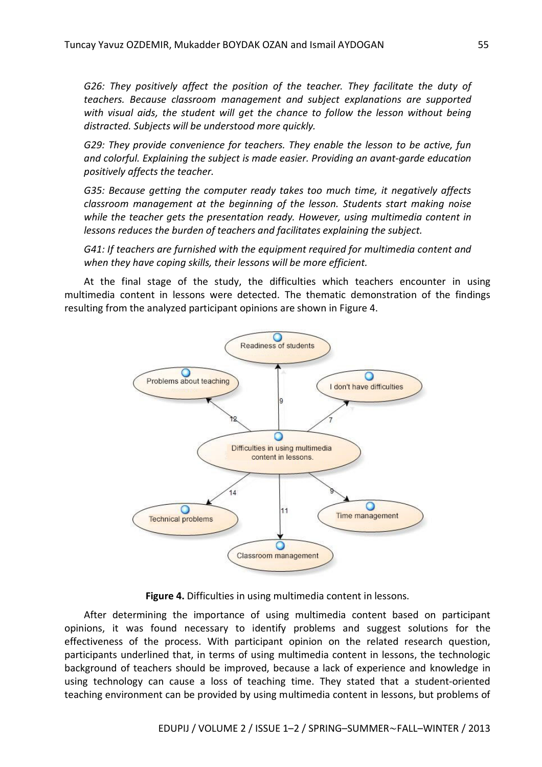*G26: They positively affect the position of the teacher. They facilitate the duty of teachers. Because classroom management and subject explanations are supported with visual aids, the student will get the chance to follow the lesson without being distracted. Subjects will be understood more quickly.*

*G29: They provide convenience for teachers. They enable the lesson to be active, fun and colorful. Explaining the subject is made easier. Providing an avant-garde education positively affects the teacher.*

*G35: Because getting the computer ready takes too much time, it negatively affects classroom management at the beginning of the lesson. Students start making noise while the teacher gets the presentation ready. However, using multimedia content in lessons reduces the burden of teachers and facilitates explaining the subject.*

*G41: If teachers are furnished with the equipment required for multimedia content and when they have coping skills, their lessons will be more efficient.*

At the final stage of the study, the difficulties which teachers encounter in using multimedia content in lessons were detected. The thematic demonstration of the findings resulting from the analyzed participant opinions are shown in Figure 4.

**Figure 4.** Difficulties in using multimedia content in lessons.

After determining the importance of using multimedia content based on participant opinions, it was found necessary to identify problems and suggest solutions for the effectiveness of the process. With participant opinion on the related research question, participants underlined that, in terms of using multimedia content in lessons, the technologic background of teachers should be improved, because a lack of experience and knowledge in using technology can cause a loss of teaching time. They stated that a student-oriented teaching environment can be provided by using multimedia content in lessons, but problems of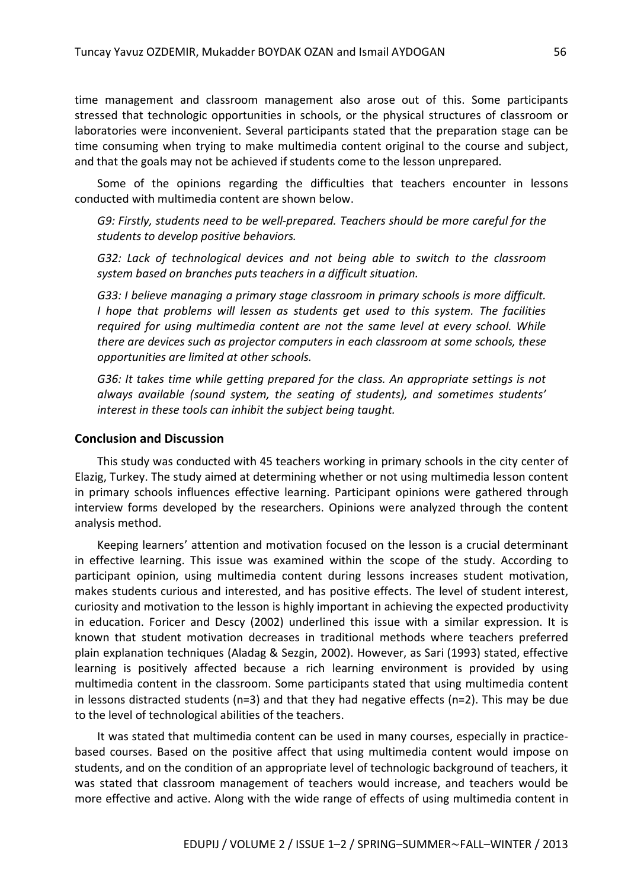time management and classroom management also arose out of this. Some participants stressed that technologic opportunities in schools, or the physical structures of classroom or laboratories were inconvenient. Several participants stated that the preparation stage can be time consuming when trying to make multimedia content original to the course and subject, and that the goals may not be achieved if students come to the lesson unprepared.

Some of the opinions regarding the difficulties that teachers encounter in lessons conducted with multimedia content are shown below.

*G9: Firstly, students need to be well-prepared. Teachers should be more careful for the students to develop positive behaviors.*

*G32: Lack of technological devices and not being able to switch to the classroom system based on branches puts teachers in a difficult situation.*

*G33: I believe managing a primary stage classroom in primary schools is more difficult. I hope that problems will lessen as students get used to this system. The facilities required for using multimedia content are not the same level at every school. While there are devices such as projector computers in each classroom at some schools, these opportunities are limited at other schools.*

*G36: It takes time while getting prepared for the class. An appropriate settings is not always available (sound system, the seating of students), and sometimes students' interest in these tools can inhibit the subject being taught.*

## Conclusion and Discussion

This study was conducted with 45 teachers working in primary schools in the city center of Elazig, Turkey. The study aimed at determining whether or not using multimedia lesson content in primary schools influences effective learning. Participant opinions were gathered through interview forms developed by the researchers. Opinions were analyzed through the content analysis method.

Keeping learners' attention and motivation focused on the lesson is a crucial determinant in effective learning. This issue was examined within the scope of the study. According to participant opinion, using multimedia content during lessons increases student motivation, makes students curious and interested, and has positive effects. The level of student interest, curiosity and motivation to the lesson is highly important in achieving the expected productivity in education. Foricer and Descy (2002) underlined this issue with a similar expression. It is known that student motivation decreases in traditional methods where teachers preferred plain explanation techniques (Aladag & Sezgin, 2002). However, as Sari (1993) stated, effective learning is positively affected because a rich learning environment is provided by using multimedia content in the classroom. Some participants stated that using multimedia content in lessons distracted students (n=3) and that they had negative effects (n=2). This may be due to the level of technological abilities of the teachers.

It was stated that multimedia content can be used in many courses, especially in practice-based courses. Based on the positive affect that using multimedia content would impose on students, and on the condition of an appropriate level of technologic background of teachers, it was stated that classroom management of teachers would increase, and teachers would be more effective and active. Along with the wide range of effects of using multimedia content in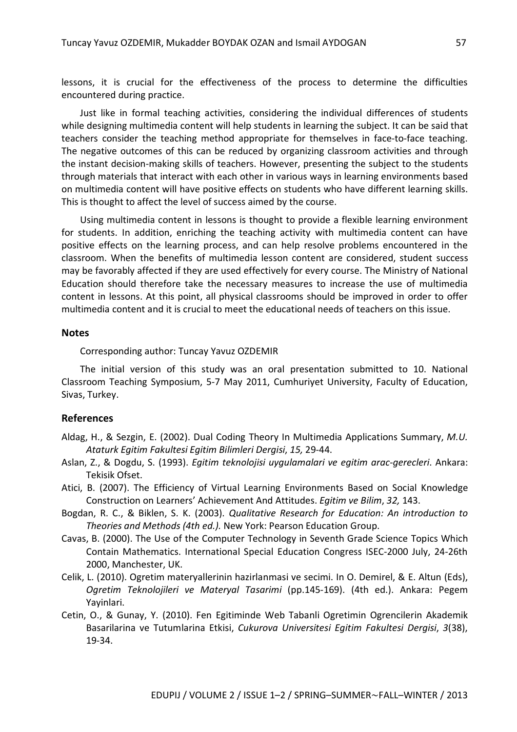lessons, it is crucial for the effectiveness of the process to determine the difficulties encountered during practice.

Just like in formal teaching activities, considering the individual differences of students while designing multimedia content will help students in learning the subject. It can be said that teachers consider the teaching method appropriate for themselves in face-to-face teaching. The negative outcomes of this can be reduced by organizing classroom activities and through the instant decision-making skills of teachers. However, presenting the subject to the students through materials that interact with each other in various ways in learning environments based on multimedia content will have positive effects on students who have different learning skills. This is thought to affect the level of success aimed by the course.

Using multimedia content in lessons is thought to provide a flexible learning environment for students. In addition, enriching the teaching activity with multimedia content can have positive effects on the learning process, and can help resolve problems encountered in the classroom. When the benefits of multimedia lesson content are considered, student success may be favorably affected if they are used effectively for every course. The Ministry of National Education should therefore take the necessary measures to increase the use of multimedia content in lessons. At this point, all physical classrooms should be improved in order to offer multimedia content and it is crucial to meet the educational needs of teachers on this issue.

## Notes

Corresponding author: Tuncay Yavuz OZDEMIR

The initial version of this study was an oral presentation submitted to 10. National Classroom Teaching Symposium, 5-7 May 2011, Cumhuriyet University, Faculty of Education, Sivas, Turkey.

## References

Aldag, H., & Sezgin, E. (2002). Dual Coding Theory In Multimedia Applications Summary, *M.U. Ataturk Egitim Fakultesi Egitim Bilimleri Dergisi*, *15,* 29-44.

Aslan, Z., & Dogdu, S. (1993). *Egitim teknolojisi uygulamalari ve egitim arac-gerecleri*. Ankara: Tekisik Ofset.

Atici, B. (2007). The Efficiency of Virtual Learning Environments Based on Social Knowledge Construction on Learners' Achievement And Attitudes. *Egitim ve Bilim*, *32,* 143.

Bogdan, R. C., & Biklen, S. K. (2003). *Qualitative Research for Education: An introduction to Theories and Methods (4th ed.).* New York: Pearson Education Group.

Cavas, B. (2000). The Use of the Computer Technology in Seventh Grade Science Topics Which Contain Mathematics. International Special Education Congress ISEC-2000 July, 24-26th 2000, Manchester, UK.

Celik, L. (2010). Ogretim materyallerinin hazirlanmasi ve secimi. In O. Demirel, & E. Altun (Eds), *Ogretim Teknolojileri ve Materyal Tasarimi* (pp.145-169). (4th ed.). Ankara: Pegem Yayinlari.

Cetin, O., & Gunay, Y. (2010). Fen Egitiminde Web Tabanli Ogretimin Ogrencilerin Akademik Basarilarina ve Tutumlarina Etkisi, *Cukurova Universitesi Egitim Fakultesi Dergisi*, *3*(38), 19-34.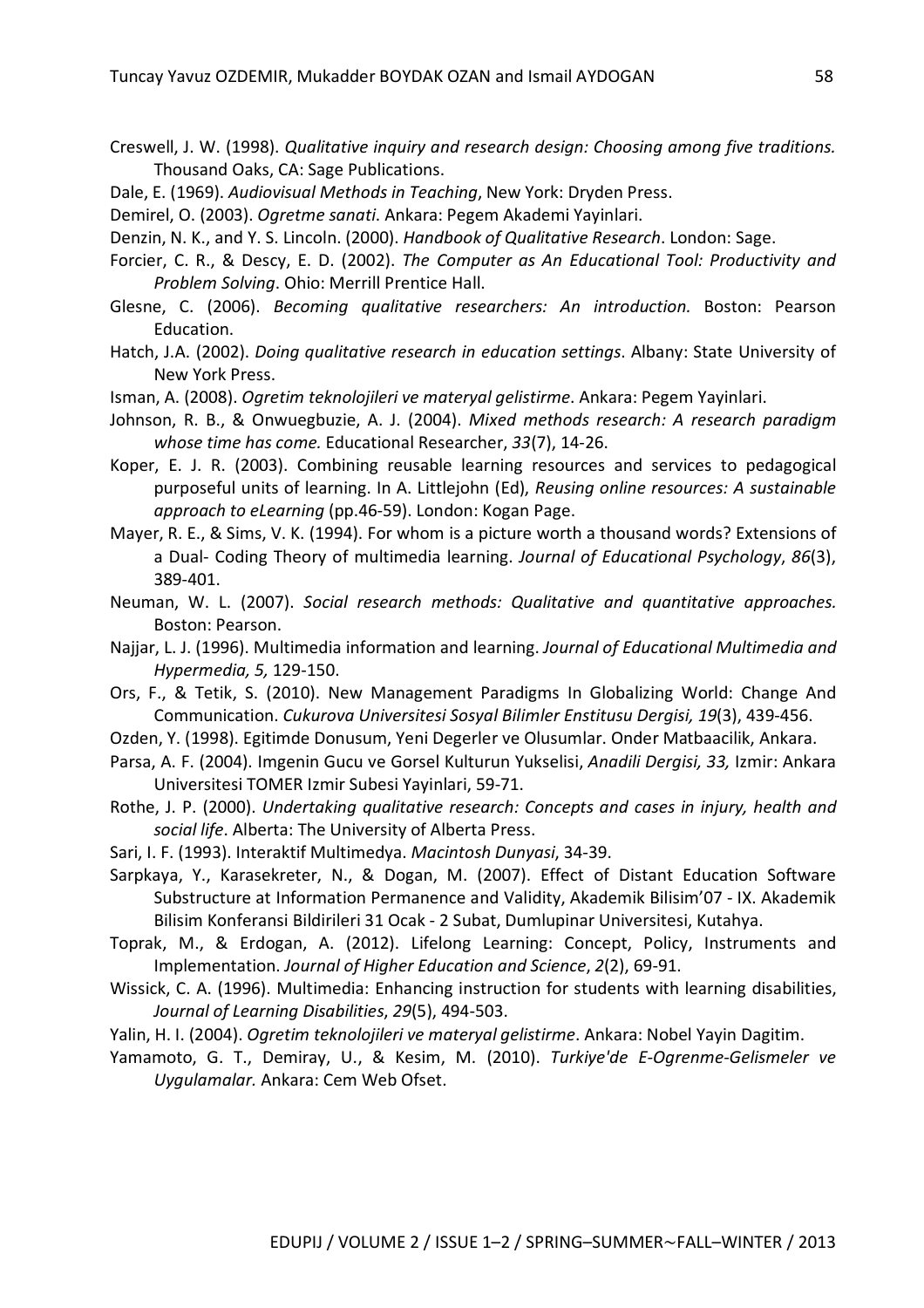Creswell, J. W. (1998). *Qualitative inquiry and research design: Choosing among five traditions.* Thousand Oaks, CA: Sage Publications.

Dale, E. (1969). *Audiovisual Methods in Teaching*, New York: Dryden Press.

Demirel, O. (2003). *Ogretme sanati*. Ankara: Pegem Akademi Yayinlari.

Denzin, N. K., and Y. S. Lincoln. (2000). *Handbook of Qualitative Research*. London: Sage.

Forcier, C. R., & Descy, E. D. (2002). *The Computer as An Educational Tool: Productivity and Problem Solving*. Ohio: Merrill Prentice Hall.

Glesne, C. (2006). *Becoming qualitative researchers: An introduction.* Boston: Pearson Education.

Hatch, J.A. (2002). *Doing qualitative research in education settings*. Albany: State University of New York Press.

Isman, A. (2008). *Ogretim teknolojileri ve materyal gelistirme*. Ankara: Pegem Yayinlari.

Johnson, R. B., & Onwuegbuzie, A. J. (2004). *Mixed methods research: A research paradigm whose time has come.* Educational Researcher, *33*(7), 14-26.

Koper, E. J. R. (2003). Combining reusable learning resources and services to pedagogical purposeful units of learning. In A. Littlejohn (Ed), *Reusing online resources: A sustainable approach to eLearning* (pp.46-59). London: Kogan Page.

Mayer, R. E., & Sims, V. K. (1994). For whom is a picture worth a thousand words? Extensions of a Dual- Coding Theory of multimedia learning. *Journal of Educational Psychology*, *86*(3), 389-401.

Neuman, W. L. (2007). *Social research methods: Qualitative and quantitative approaches.* Boston: Pearson.

Najjar, L. J. (1996). Multimedia information and learning. *Journal of Educational Multimedia and Hypermedia, 5,* 129-150.

Ors, F., & Tetik, S. (2010). New Management Paradigms In Globalizing World: Change And Communication. *Cukurova Universitesi Sosyal Bilimler Enstitusu Dergisi, 19*(3), 439-456.

Ozden, Y. (1998). Egitimde Donusum, Yeni Degerler ve Olusumlar. Onder Matbaacilik, Ankara.

Parsa, A. F. (2004). Imgenin Gucu ve Gorsel Kulturun Yukselisi, *Anadili Dergisi, 33,* Izmir: Ankara Universitesi TOMER Izmir Subesi Yayinlari, 59-71.

Rothe, J. P. (2000). *Undertaking qualitative research: Concepts and cases in injury, health and social life*. Alberta: The University of Alberta Press.

Sari, I. F. (1993). Interaktif Multimedya. *Macintosh Dunyasi*, 34-39.

Sarpkaya, Y., Karasekreter, N., & Dogan, M. (2007). Effect of Distant Education Software Substructure at Information Permanence and Validity, Akademik Bilisim'07 - IX. Akademik Bilisim Konferansi Bildirileri 31 Ocak - 2 Subat, Dumlupinar Universitesi, Kutahya.

Toprak, M., & Erdogan, A. (2012). Lifelong Learning: Concept, Policy, Instruments and Implementation. *Journal of Higher Education and Science*, *2*(2), 69-91.

Wissick, C. A. (1996). Multimedia: Enhancing instruction for students with learning disabilities, *Journal of Learning Disabilities*, *29*(5), 494-503.

Yalin, H. I. (2004). *Ogretim teknolojileri ve materyal gelistirme*. Ankara: Nobel Yayin Dagitim.

Yamamoto, G. T., Demiray, U., & Kesim, M. (2010). *Turkiye'de E-Ogrenme-Gelismeler ve Uygulamalar.* Ankara: Cem Web Ofset.